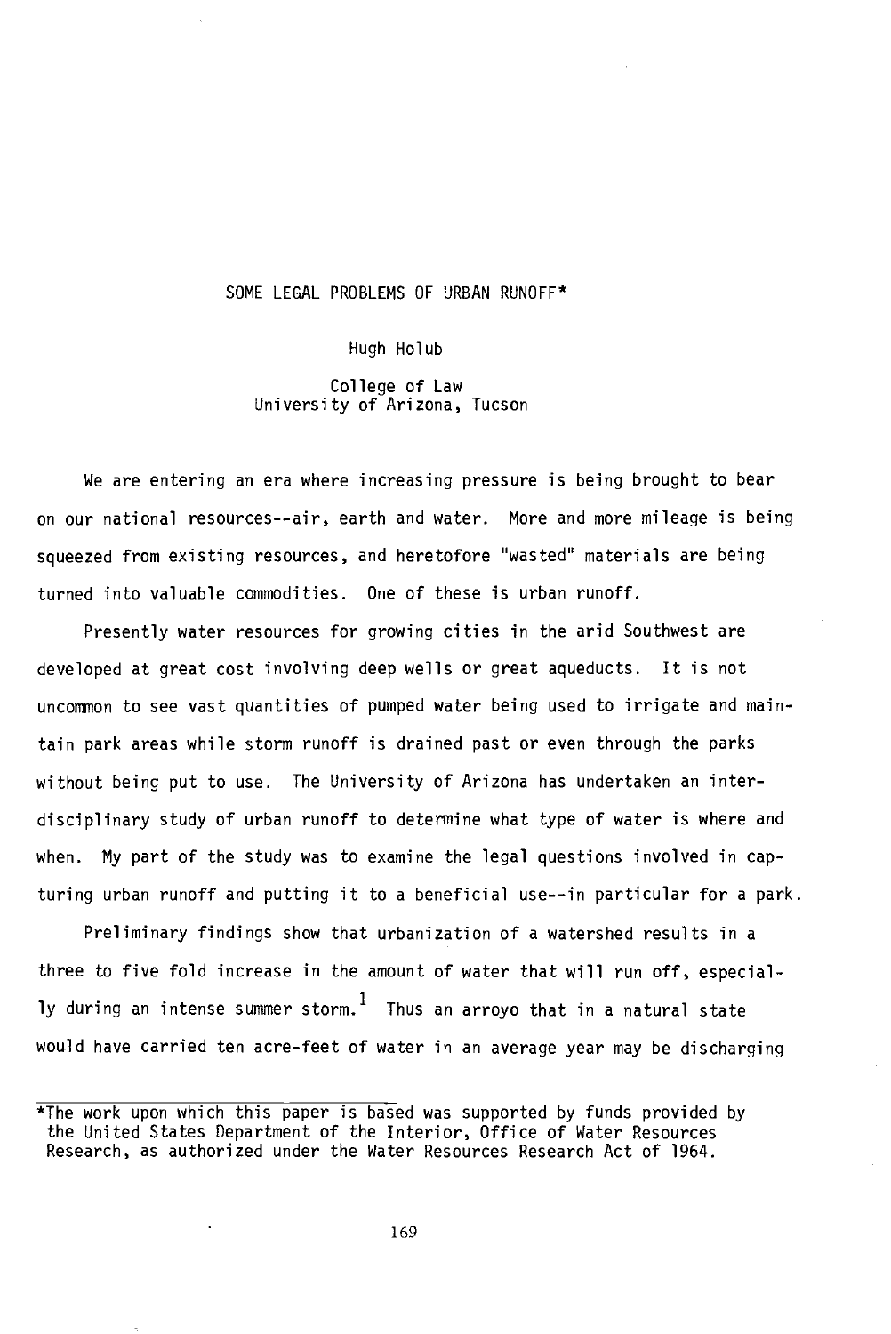# SOME LEGAL PROBLEMS OF URBAN RUNOFF*

Hugh Holub

College of Law
University of Arizona, Tucson

We are entering an era where increasing pressure is being brought to bear on our national resources--air, earth and water. More and more mileage is being squeezed from existing resources, and heretofore "wasted" materials are being turned into valuable commodities. One of these is urban runoff.

Presently water resources for growing cities in the arid Southwest are developed at great cost involving deep wells or great aqueducts. It is not uncommon to see vast quantities of pumped water being used to irrigate and maintain park areas while storm runoff is drained past or even through the parks without being put to use. The University of Arizona has undertaken an interdisciplinary study of urban runoff to determine what type of water is where and when. My part of the study was to examine the legal questions involved in capturing urban runoff and putting it to a beneficial use--in particular for a park.

Preliminary findings show that urbanization of a watershed results in a three to five fold increase in the amount of water that will run off, especially during an intense summer storm.[1] Thus an arroyo that in a natural state would have carried ten acre-feet of water in an average year may be discharging

---

*The work upon which this paper is based was supported by funds provided by the United States Department of the Interior, Office of Water Resources Research, as authorized under the Water Resources Research Act of 1964.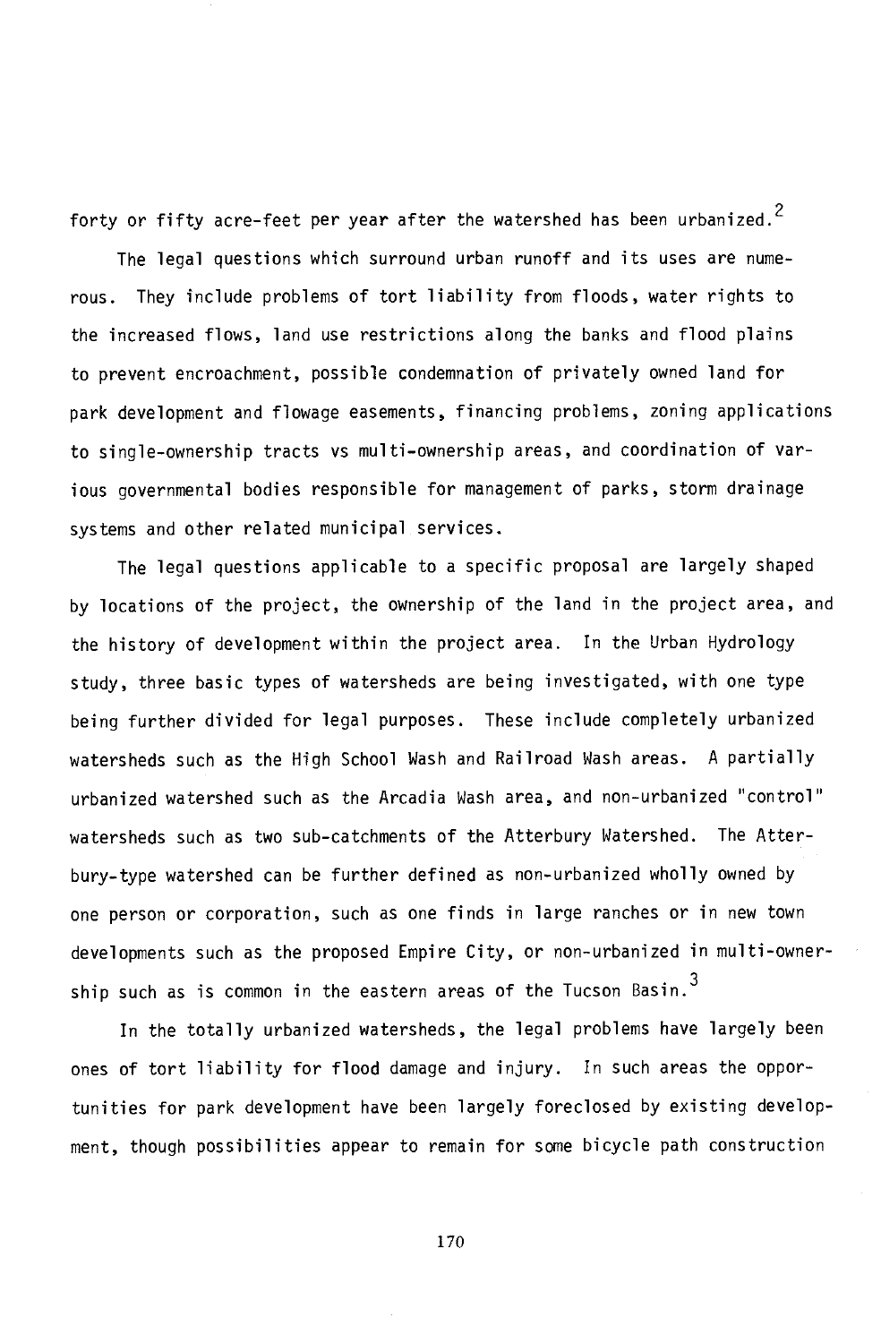forty or fifty acre-feet per year after the watershed has been urbanized.[2]

The legal questions which surround urban runoff and its uses are numerous. They include problems of tort liability from floods, water rights to the increased flows, land use restrictions along the banks and flood plains to prevent encroachment, possible condemnation of privately owned land for park development and flowage easements, financing problems, zoning applications to single-ownership tracts vs multi-ownership areas, and coordination of various governmental bodies responsible for management of parks, storm drainage systems and other related municipal services.

The legal questions applicable to a specific proposal are largely shaped by locations of the project, the ownership of the land in the project area, and the history of development within the project area. In the Urban Hydrology study, three basic types of watersheds are being investigated, with one type being further divided for legal purposes. These include completely urbanized watersheds such as the High School Wash and Railroad Wash areas. A partially urbanized watershed such as the Arcadia Wash area, and non-urbanized "control" watersheds such as two sub-catchments of the Atterbury Watershed. The Atterbury-type watershed can be further defined as non-urbanized wholly owned by one person or corporation, such as one finds in large ranches or in new town developments such as the proposed Empire City, or non-urbanized in multi-ownership such as is common in the eastern areas of the Tucson Basin.[3]

In the totally urbanized watersheds, the legal problems have largely been ones of tort liability for flood damage and injury. In such areas the opportunities for park development have been largely foreclosed by existing development, though possibilities appear to remain for some bicycle path construction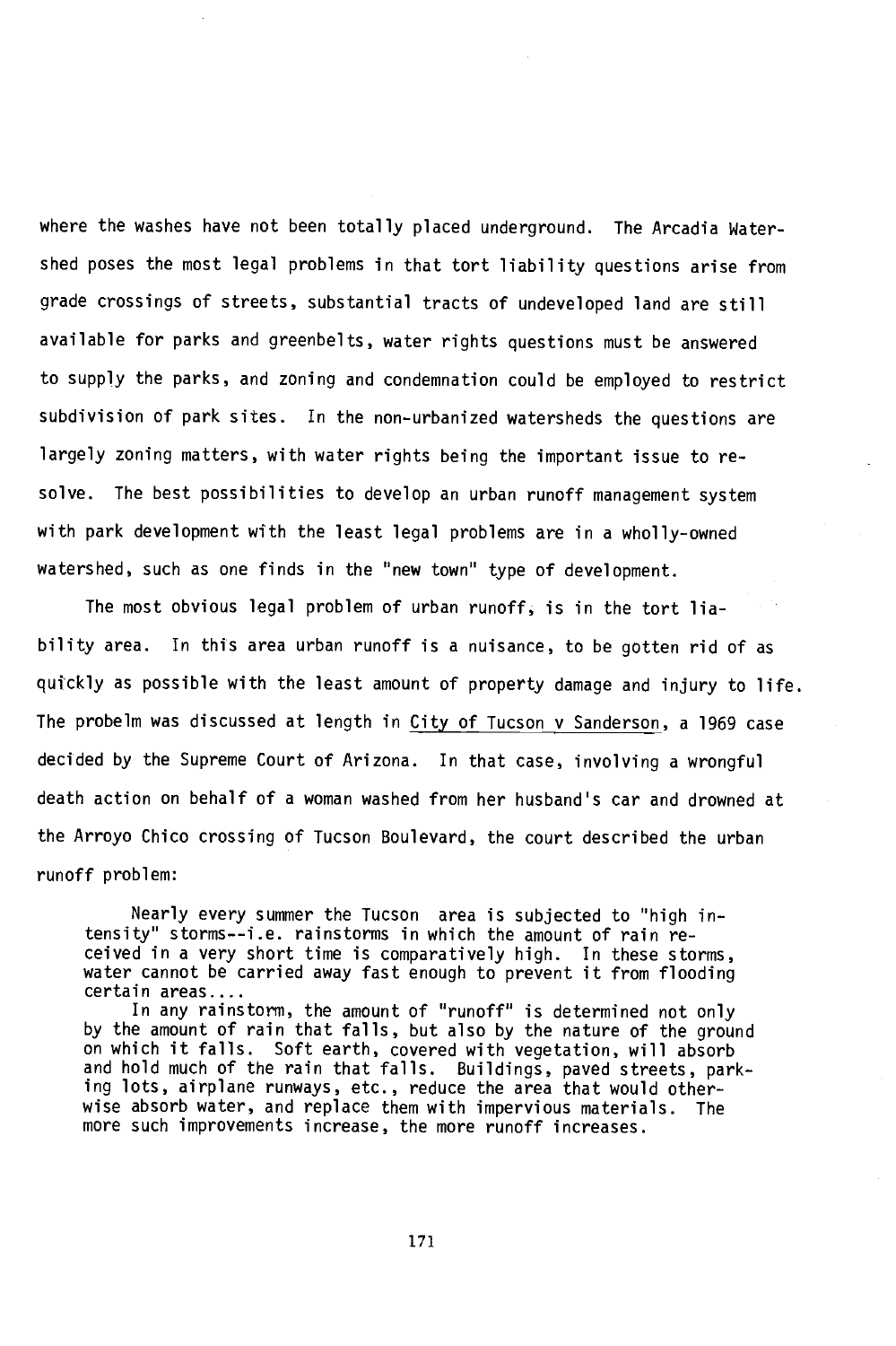where the washes have not been totally placed underground. The Arcadia Watershed poses the most legal problems in that tort liability questions arise from grade crossings of streets, substantial tracts of undeveloped land are still available for parks and greenbelts, water rights questions must be answered to supply the parks, and zoning and condemnation could be employed to restrict subdivision of park sites. In the non-urbanized watersheds the questions are largely zoning matters, with water rights being the important issue to resolve. The best possibilities to develop an urban runoff management system with park development with the least legal problems are in a wholly-owned watershed, such as one finds in the "new town" type of development.

The most obvious legal problem of urban runoff, is in the tort liability area. In this area urban runoff is a nuisance, to be gotten rid of as quickly as possible with the least amount of property damage and injury to life. The probelm was discussed at length in <u>City of Tucson v Sanderson</u>, a 1969 case decided by the Supreme Court of Arizona. In that case, involving a wrongful death action on behalf of a woman washed from her husband's car and drowned at the Arroyo Chico crossing of Tucson Boulevard, the court described the urban runoff problem:

> Nearly every summer the Tucson area is subjected to "high intensity" storms--i.e. rainstorms in which the amount of rain received in a very short time is comparatively high. In these storms, water cannot be carried away fast enough to prevent it from flooding certain areas....
>
> In any rainstorm, the amount of "runoff" is determined not only by the amount of rain that falls, but also by the nature of the ground on which it falls. Soft earth, covered with vegetation, will absorb and hold much of the rain that falls. Buildings, paved streets, parking lots, airplane runways, etc., reduce the area that would otherwise absorb water, and replace them with impervious materials. The more such improvements increase, the more runoff increases.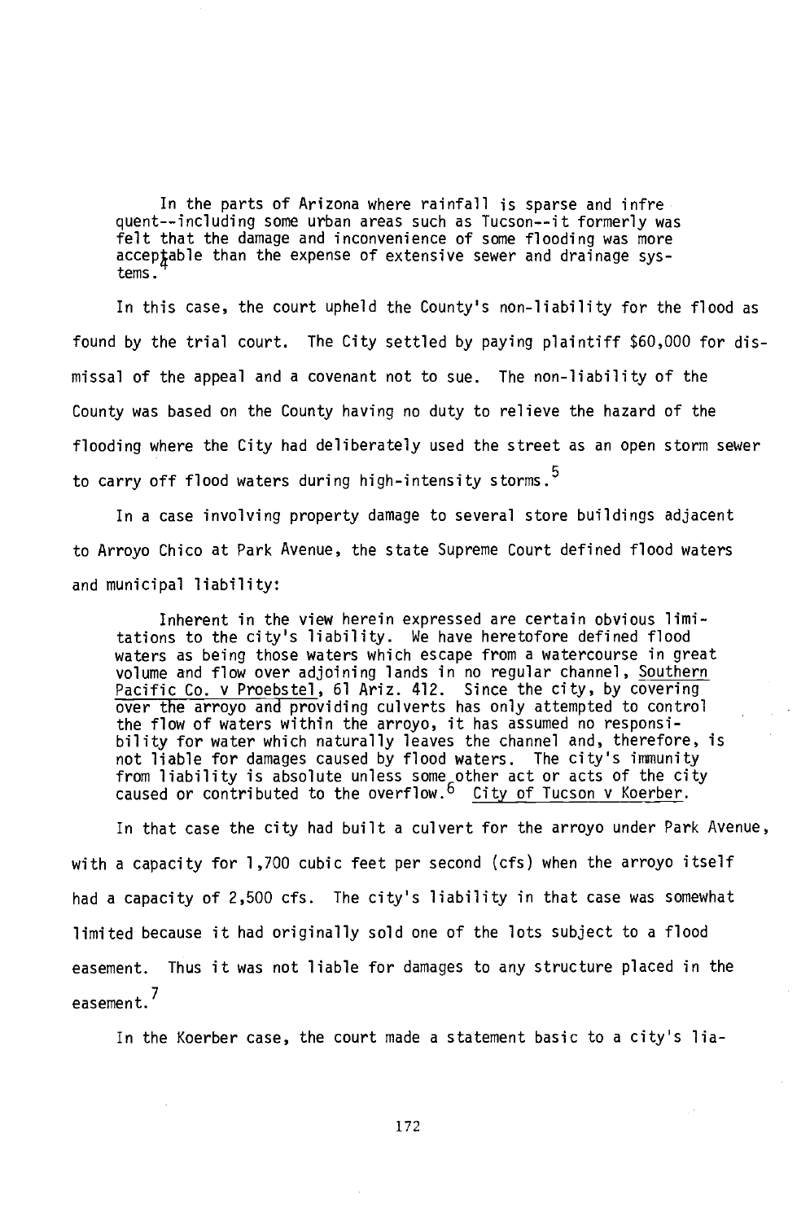> In the parts of Arizona where rainfall is sparse and infrequent--including some urban areas such as Tucson--it formerly was felt that the damage and inconvenience of some flooding was more acceptable than the expense of extensive sewer and drainage systems.[4]

In this case, the court upheld the County's non-liability for the flood as found by the trial court. The City settled by paying plaintiff $60,000 for dismissal of the appeal and a covenant not to sue. The non-liability of the County was based on the County having no duty to relieve the hazard of the flooding where the City had deliberately used the street as an open storm sewer to carry off flood waters during high-intensity storms.[5]

In a case involving property damage to several store buildings adjacent to Arroyo Chico at Park Avenue, the state Supreme Court defined flood waters and municipal liability:

> Inherent in the view herein expressed are certain obvious limitations to the city's liability. We have heretofore defined flood waters as being those waters which escape from a watercourse in great volume and flow over adjoining lands in no regular channel, Southern Pacific Co. v Proebstel, 61 Ariz. 412. Since the city, by covering over the arroyo and providing culverts has only attempted to control the flow of waters within the arroyo, it has assumed no responsibility for water which naturally leaves the channel and, therefore, is not liable for damages caused by flood waters. The city's immunity from liability is absolute unless some other act or acts of the city caused or contributed to the overflow.[6] City of Tucson v Koerber.

In that case the city had built a culvert for the arroyo under Park Avenue, with a capacity for 1,700 cubic feet per second (cfs) when the arroyo itself had a capacity of 2,500 cfs. The city's liability in that case was somewhat limited because it had originally sold one of the lots subject to a flood easement. Thus it was not liable for damages to any structure placed in the easement.[7]

In the Koerber case, the court made a statement basic to a city's lia-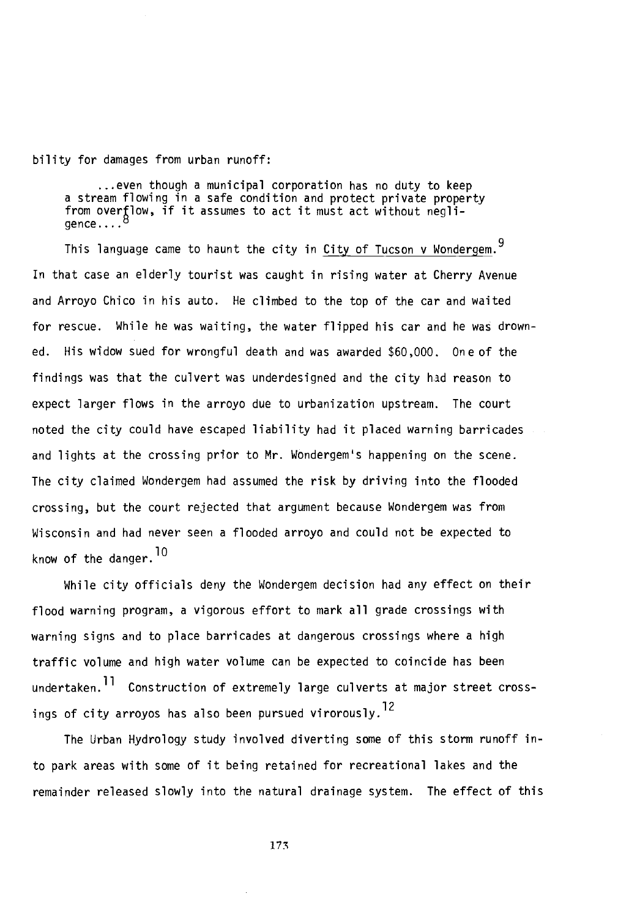bility for damages from urban runoff:

> ...even though a municipal corporation has no duty to keep a stream flowing in a safe condition and protect private property from overflow, if it assumes to act it must act without negligence....[8]

This language came to haunt the city in City of Tucson v Wondergem.[9] In that case an elderly tourist was caught in rising water at Cherry Avenue and Arroyo Chico in his auto. He climbed to the top of the car and waited for rescue. While he was waiting, the water flipped his car and he was drowned. His widow sued for wrongful death and was awarded $60,000. One of the findings was that the culvert was underdesigned and the city had reason to expect larger flows in the arroyo due to urbanization upstream. The court noted the city could have escaped liability had it placed warning barricades and lights at the crossing prior to Mr. Wondergem's happening on the scene. The city claimed Wondergem had assumed the risk by driving into the flooded crossing, but the court rejected that argument because Wondergem was from Wisconsin and had never seen a flooded arroyo and could not be expected to know of the danger.[10]

While city officials deny the Wondergem decision had any effect on their flood warning program, a vigorous effort to mark all grade crossings with warning signs and to place barricades at dangerous crossings where a high traffic volume and high water volume can be expected to coincide has been undertaken.[11] Construction of extremely large culverts at major street crossings of city arroyos has also been pursued virorously.[12]

The Urban Hydrology study involved diverting some of this storm runoff into park areas with some of it being retained for recreational lakes and the remainder released slowly into the natural drainage system. The effect of this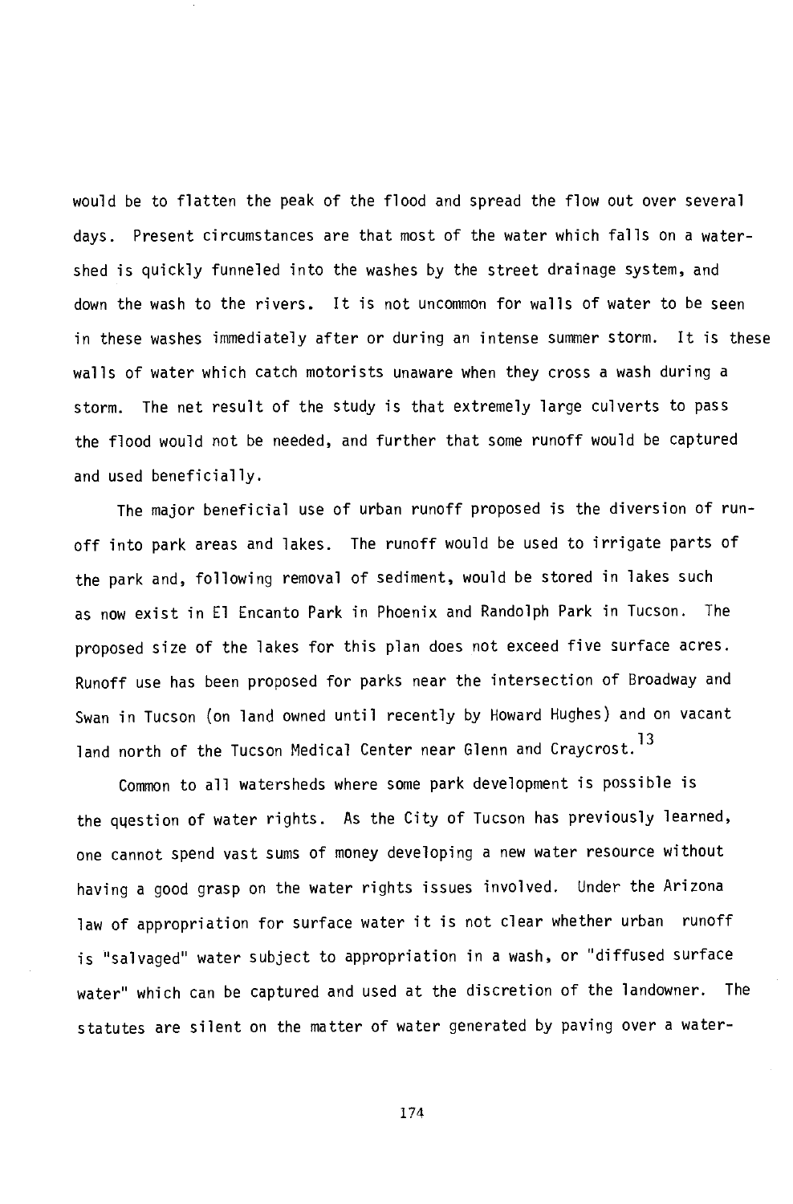would be to flatten the peak of the flood and spread the flow out over several days. Present circumstances are that most of the water which falls on a watershed is quickly funneled into the washes by the street drainage system, and down the wash to the rivers. It is not uncommon for walls of water to be seen in these washes immediately after or during an intense summer storm. It is these walls of water which catch motorists unaware when they cross a wash during a storm. The net result of the study is that extremely large culverts to pass the flood would not be needed, and further that some runoff would be captured and used beneficially.

The major beneficial use of urban runoff proposed is the diversion of runoff into park areas and lakes. The runoff would be used to irrigate parts of the park and, following removal of sediment, would be stored in lakes such as now exist in El Encanto Park in Phoenix and Randolph Park in Tucson. The proposed size of the lakes for this plan does not exceed five surface acres. Runoff use has been proposed for parks near the intersection of Broadway and Swan in Tucson (on land owned until recently by Howard Hughes) and on vacant land north of the Tucson Medical Center near Glenn and Craycrost.[13]

Common to all watersheds where some park development is possible is the question of water rights. As the City of Tucson has previously learned, one cannot spend vast sums of money developing a new water resource without having a good grasp on the water rights issues involved. Under the Arizona law of appropriation for surface water it is not clear whether urban runoff is "salvaged" water subject to appropriation in a wash, or "diffused surface water" which can be captured and used at the discretion of the landowner. The statutes are silent on the matter of water generated by paving over a water-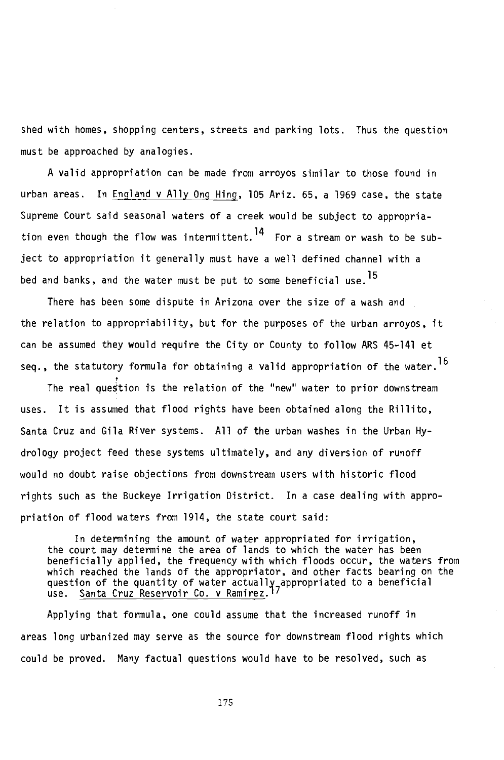shed with homes, shopping centers, streets and parking lots. Thus the question must be approached by analogies.

A valid appropriation can be made from arroyos similar to those found in urban areas. In England v Ally Ong Hing, 105 Ariz. 65, a 1969 case, the state Supreme Court said seasonal waters of a creek would be subject to appropriation even though the flow was intermittent.[14] For a stream or wash to be subject to appropriation it generally must have a well defined channel with a bed and banks, and the water must be put to some beneficial use.[15]

There has been some dispute in Arizona over the size of a wash and the relation to appropriability, but for the purposes of the urban arroyos, it can be assumed they would require the City or County to follow ARS 45-141 et seq., the statutory formula for obtaining a valid appropriation of the water.[16]

The real question is the relation of the "new" water to prior downstream uses. It is assumed that flood rights have been obtained along the Rillito, Santa Cruz and Gila River systems. All of the urban washes in the Urban Hydrology project feed these systems ultimately, and any diversion of runoff would no doubt raise objections from downstream users with historic flood rights such as the Buckeye Irrigation District. In a case dealing with appropriation of flood waters from 1914, the state court said:

> In determining the amount of water appropriated for irrigation, the court may determine the area of lands to which the water has been beneficially applied, the frequency with which floods occur, the waters from which reached the lands of the appropriator, and other facts bearing on the question of the quantity of water actually appropriated to a beneficial use. Santa Cruz Reservoir Co. v Ramirez.[17]

Applying that formula, one could assume that the increased runoff in areas long urbanized may serve as the source for downstream flood rights which could be proved. Many factual questions would have to be resolved, such as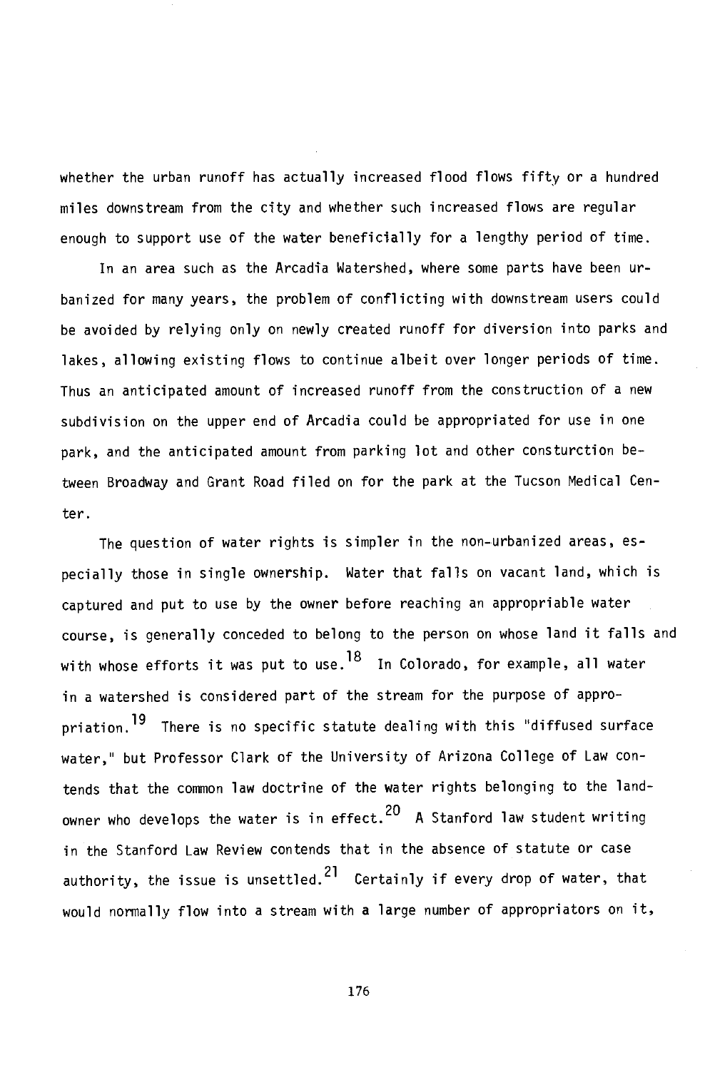whether the urban runoff has actually increased flood flows fifty or a hundred miles downstream from the city and whether such increased flows are regular enough to support use of the water beneficially for a lengthy period of time.

In an area such as the Arcadia Watershed, where some parts have been urbanized for many years, the problem of conflicting with downstream users could be avoided by relying only on newly created runoff for diversion into parks and lakes, allowing existing flows to continue albeit over longer periods of time. Thus an anticipated amount of increased runoff from the construction of a new subdivision on the upper end of Arcadia could be appropriated for use in one park, and the anticipated amount from parking lot and other consturction between Broadway and Grant Road filed on for the park at the Tucson Medical Center.

The question of water rights is simpler in the non-urbanized areas, especially those in single ownership. Water that falls on vacant land, which is captured and put to use by the owner before reaching an appropriable water course, is generally conceded to belong to the person on whose land it falls and with whose efforts it was put to use.[18] In Colorado, for example, all water in a watershed is considered part of the stream for the purpose of appropriation.[19] There is no specific statute dealing with this "diffused surface water," but Professor Clark of the University of Arizona College of Law contends that the common law doctrine of the water rights belonging to the landowner who develops the water is in effect.[20] A Stanford law student writing in the Stanford Law Review contends that in the absence of statute or case authority, the issue is unsettled.[21] Certainly if every drop of water, that would normally flow into a stream with a large number of appropriators on it,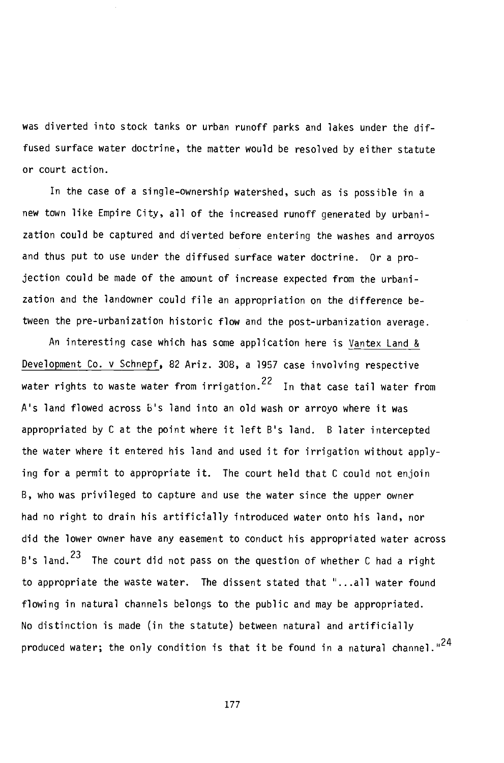was diverted into stock tanks or urban runoff parks and lakes under the diffused surface water doctrine, the matter would be resolved by either statute or court action.

In the case of a single-ownership watershed, such as is possible in a new town like Empire City, all of the increased runoff generated by urbanization could be captured and diverted before entering the washes and arroyos and thus put to use under the diffused surface water doctrine. Or a projection could be made of the amount of increase expected from the urbanization and the landowner could file an appropriation on the difference between the pre-urbanization historic flow and the post-urbanization average.

An interesting case which has some application here is Vantex Land & Development Co. v Schnepf, 82 Ariz. 308, a 1957 case involving respective water rights to waste water from irrigation.[22] In that case tail water from A's land flowed across B's land into an old wash or arroyo where it was appropriated by C at the point where it left B's land. B later intercepted the water where it entered his land and used it for irrigation without applying for a permit to appropriate it. The court held that C could not enjoin B, who was privileged to capture and use the water since the upper owner had no right to drain his artificially introduced water onto his land, nor did the lower owner have any easement to conduct his appropriated water across B's land.[23] The court did not pass on the question of whether C had a right to appropriate the waste water. The dissent stated that "...all water found flowing in natural channels belongs to the public and may be appropriated. No distinction is made (in the statute) between natural and artificially produced water; the only condition is that it be found in a natural channel."[24]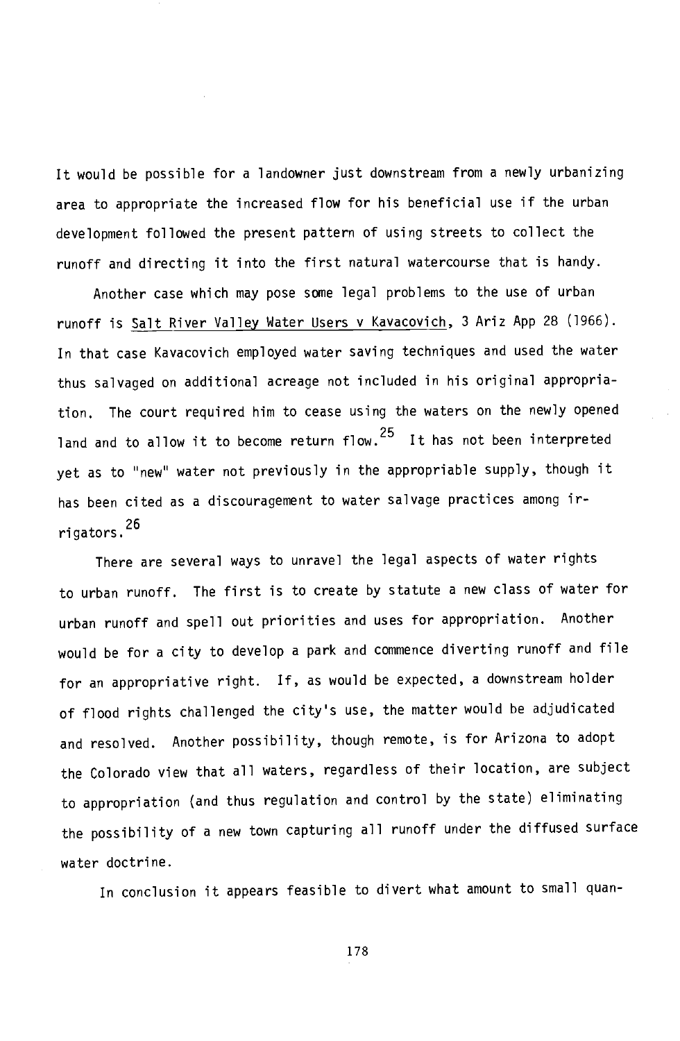It would be possible for a landowner just downstream from a newly urbanizing area to appropriate the increased flow for his beneficial use if the urban development followed the present pattern of using streets to collect the runoff and directing it into the first natural watercourse that is handy.

Another case which may pose some legal problems to the use of urban runoff is Salt River Valley Water Users v Kavacovich, 3 Ariz App 28 (1966). In that case Kavacovich employed water saving techniques and used the water thus salvaged on additional acreage not included in his original appropriation. The court required him to cease using the waters on the newly opened land and to allow it to become return flow.[25] It has not been interpreted yet as to "new" water not previously in the appropriable supply, though it has been cited as a discouragement to water salvage practices among irrigators.[26]

There are several ways to unravel the legal aspects of water rights to urban runoff. The first is to create by statute a new class of water for urban runoff and spell out priorities and uses for appropriation. Another would be for a city to develop a park and commence diverting runoff and file for an appropriative right. If, as would be expected, a downstream holder of flood rights challenged the city's use, the matter would be adjudicated and resolved. Another possibility, though remote, is for Arizona to adopt the Colorado view that all waters, regardless of their location, are subject to appropriation (and thus regulation and control by the state) eliminating the possibility of a new town capturing all runoff under the diffused surface water doctrine.

In conclusion it appears feasible to divert what amount to small quan-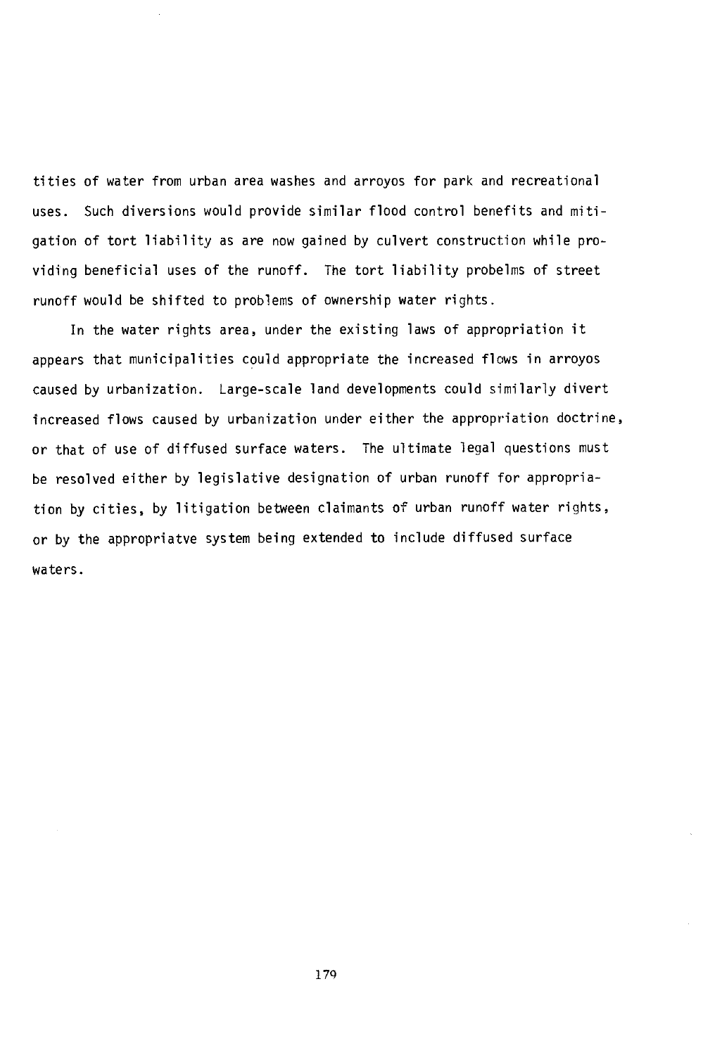tities of water from urban area washes and arroyos for park and recreational uses. Such diversions would provide similar flood control benefits and mitigation of tort liability as are now gained by culvert construction while providing beneficial uses of the runoff. The tort liability probelms of street runoff would be shifted to problems of ownership water rights.

In the water rights area, under the existing laws of appropriation it appears that municipalities could appropriate the increased flows in arroyos caused by urbanization. Large-scale land developments could similarly divert increased flows caused by urbanization under either the appropriation doctrine, or that of use of diffused surface waters. The ultimate legal questions must be resolved either by legislative designation of urban runoff for appropriation by cities, by litigation between claimants of urban runoff water rights, or by the appropriatve system being extended to include diffused surface waters.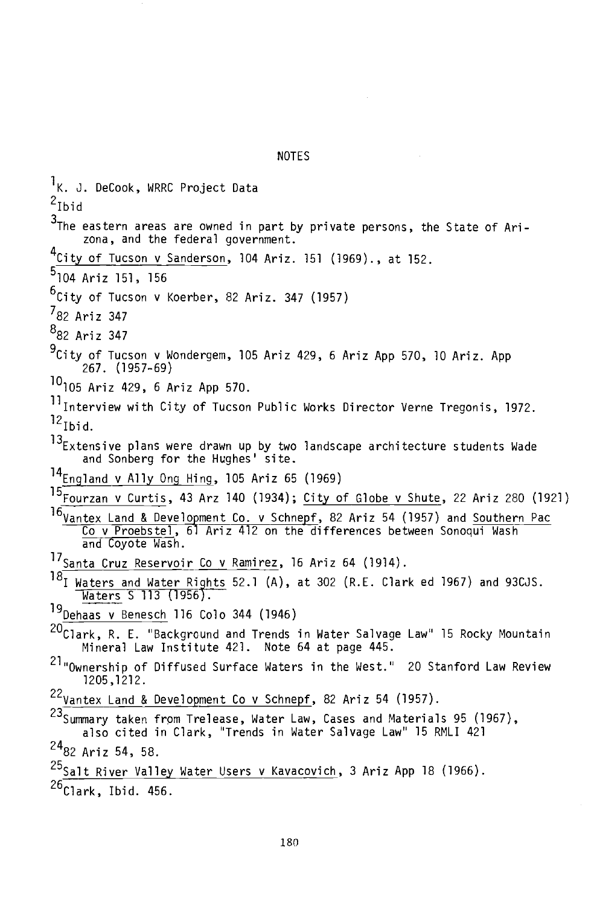## NOTES

[1] K. J. DeCook, WRRC Project Data

[2] Ibid

[3] The eastern areas are owned in part by private persons, the State of Arizona, and the federal government.

[4] City of Tucson v Sanderson, 104 Ariz. 151 (1969)., at 152.

[5] 104 Ariz 151, 156

[6] City of Tucson v Koerber, 82 Ariz. 347 (1957)

[7] 82 Ariz 347

[8] 82 Ariz 347

[9] City of Tucson v Wondergem, 105 Ariz 429, 6 Ariz App 570, 10 Ariz. App 267. (1957-69)

[10] 105 Ariz 429, 6 Ariz App 570.

[11] Interview with City of Tucson Public Works Director Verne Tregonis, 1972.

[12] Ibid.

[13] Extensive plans were drawn up by two landscape architecture students Wade and Sonberg for the Hughes' site.

[14] England v Ally Ong Hing, 105 Ariz 65 (1969)

[15] Fourzan v Curtis, 43 Arz 140 (1934); City of Globe v Shute, 22 Ariz 280 (1921)

[16] Vantex Land & Development Co. v Schnepf, 82 Ariz 54 (1957) and Southern Pac Co v Proebstel, 61 Ariz 412 on the differences between Sonoqui Wash and Coyote Wash.

[17] Santa Cruz Reservoir Co v Ramirez, 16 Ariz 64 (1914).

[18] I Waters and Water Rights 52.1 (A), at 302 (R.E. Clark ed 1967) and 93CJS. Waters S 113 (1956).

[19] Dehaas v Benesch 116 Colo 344 (1946)

[20] Clark, R. E. "Background and Trends in Water Salvage Law" 15 Rocky Mountain Mineral Law Institute 421. Note 64 at page 445.

[21] "Ownership of Diffused Surface Waters in the West." 20 Stanford Law Review 1205,1212.

[22] Vantex Land & Development Co v Schnepf, 82 Ariz 54 (1957).

[23] Summary taken from Trelease, Water Law, Cases and Materials 95 (1967), also cited in Clark, "Trends in Water Salvage Law" 15 RMLI 421

[24] 82 Ariz 54, 58.

[25] Salt River Valley Water Users v Kavacovich, 3 Ariz App 18 (1966).

[26] Clark, Ibid. 456.